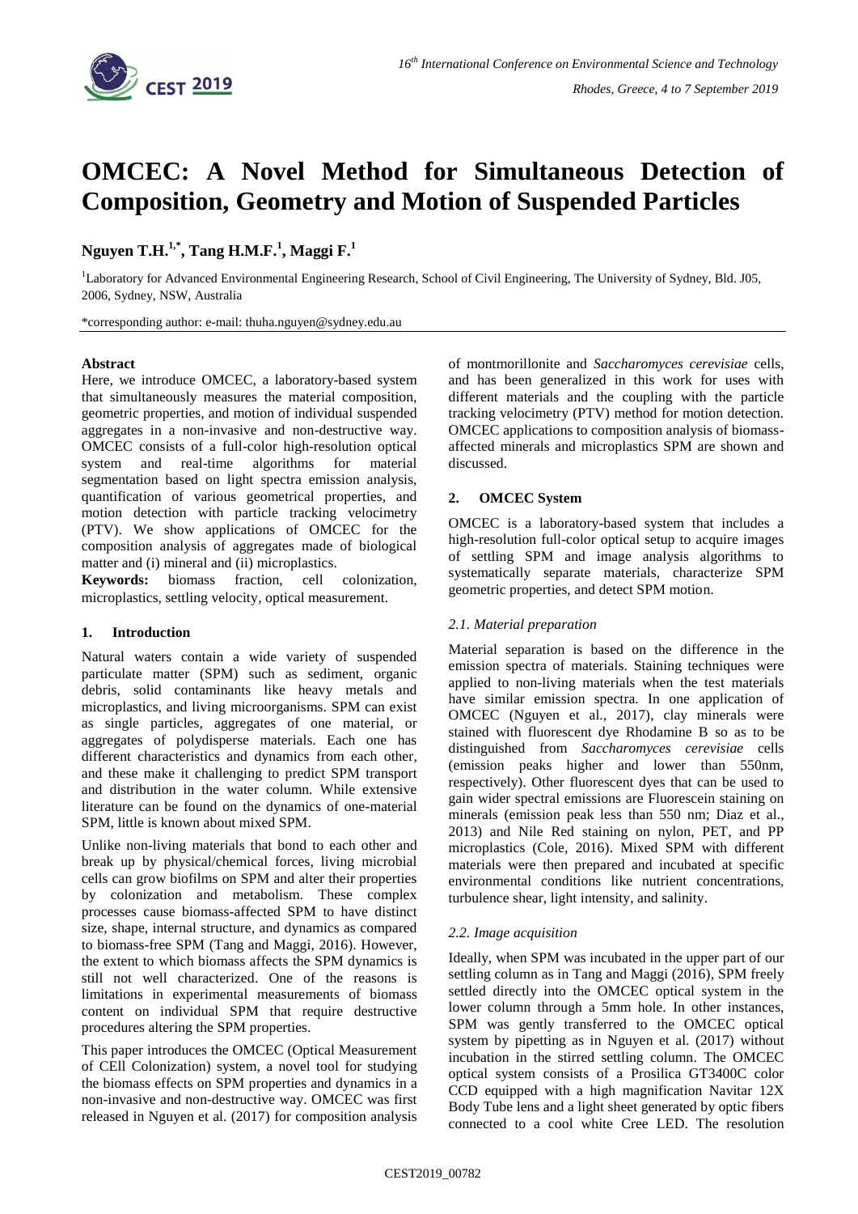# OMCEC: A Novel Method for Simultaneous Detection of Composition, Geometry and Motion of Suspended Particles

**Nguyen T.H.[1,*], Tang H.M.F.[1], Maggi F.[1]**

[1]Laboratory for Advanced Environmental Engineering Research, School of Civil Engineering, The University of Sydney, Bld. J05, 2006, Sydney, NSW, Australia

*corresponding author: e-mail: thuha.nguyen@sydney.edu.au

**Abstract**

Here, we introduce OMCEC, a laboratory-based system that simultaneously measures the material composition, geometric properties, and motion of individual suspended aggregates in a non-invasive and non-destructive way. OMCEC consists of a full-color high-resolution optical system and real-time algorithms for material segmentation based on light spectra emission analysis, quantification of various geometrical properties, and motion detection with particle tracking velocimetry (PTV). We show applications of OMCEC for the composition analysis of aggregates made of biological matter and (i) mineral and (ii) microplastics.

**Keywords:** biomass fraction, cell colonization, microplastics, settling velocity, optical measurement.

## 1. Introduction

Natural waters contain a wide variety of suspended particulate matter (SPM) such as sediment, organic debris, solid contaminants like heavy metals and microplastics, and living microorganisms. SPM can exist as single particles, aggregates of one material, or aggregates of polydisperse materials. Each one has different characteristics and dynamics from each other, and these make it challenging to predict SPM transport and distribution in the water column. While extensive literature can be found on the dynamics of one-material SPM, little is known about mixed SPM.

Unlike non-living materials that bond to each other and break up by physical/chemical forces, living microbial cells can grow biofilms on SPM and alter their properties by colonization and metabolism. These complex processes cause biomass-affected SPM to have distinct size, shape, internal structure, and dynamics as compared to biomass-free SPM (Tang and Maggi, 2016). However, the extent to which biomass affects the SPM dynamics is still not well characterized. One of the reasons is limitations in experimental measurements of biomass content on individual SPM that require destructive procedures altering the SPM properties.

This paper introduces the OMCEC (Optical Measurement of CEll Colonization) system, a novel tool for studying the biomass effects on SPM properties and dynamics in a non-invasive and non-destructive way. OMCEC was first released in Nguyen et al. (2017) for composition analysis of montmorillonite and *Saccharomyces cerevisiae* cells, and has been generalized in this work for uses with different materials and the coupling with the particle tracking velocimetry (PTV) method for motion detection. OMCEC applications to composition analysis of biomass-affected minerals and microplastics SPM are shown and discussed.

## 2. OMCEC System

OMCEC is a laboratory-based system that includes a high-resolution full-color optical setup to acquire images of settling SPM and image analysis algorithms to systematically separate materials, characterize SPM geometric properties, and detect SPM motion.

### *2.1. Material preparation*

Material separation is based on the difference in the emission spectra of materials. Staining techniques were applied to non-living materials when the test materials have similar emission spectra. In one application of OMCEC (Nguyen et al., 2017), clay minerals were stained with fluorescent dye Rhodamine B so as to be distinguished from *Saccharomyces cerevisiae* cells (emission peaks higher and lower than 550nm, respectively). Other fluorescent dyes that can be used to gain wider spectral emissions are Fluorescein staining on minerals (emission peak less than 550 nm; Diaz et al., 2013) and Nile Red staining on nylon, PET, and PP microplastics (Cole, 2016). Mixed SPM with different materials were then prepared and incubated at specific environmental conditions like nutrient concentrations, turbulence shear, light intensity, and salinity.

### *2.2. Image acquisition*

Ideally, when SPM was incubated in the upper part of our settling column as in Tang and Maggi (2016), SPM freely settled directly into the OMCEC optical system in the lower column through a 5mm hole. In other instances, SPM was gently transferred to the OMCEC optical system by pipetting as in Nguyen et al. (2017) without incubation in the stirred settling column. The OMCEC optical system consists of a Prosilica GT3400C color CCD equipped with a high magnification Navitar 12X Body Tube lens and a light sheet generated by optic fibers connected to a cool white Cree LED. The resolution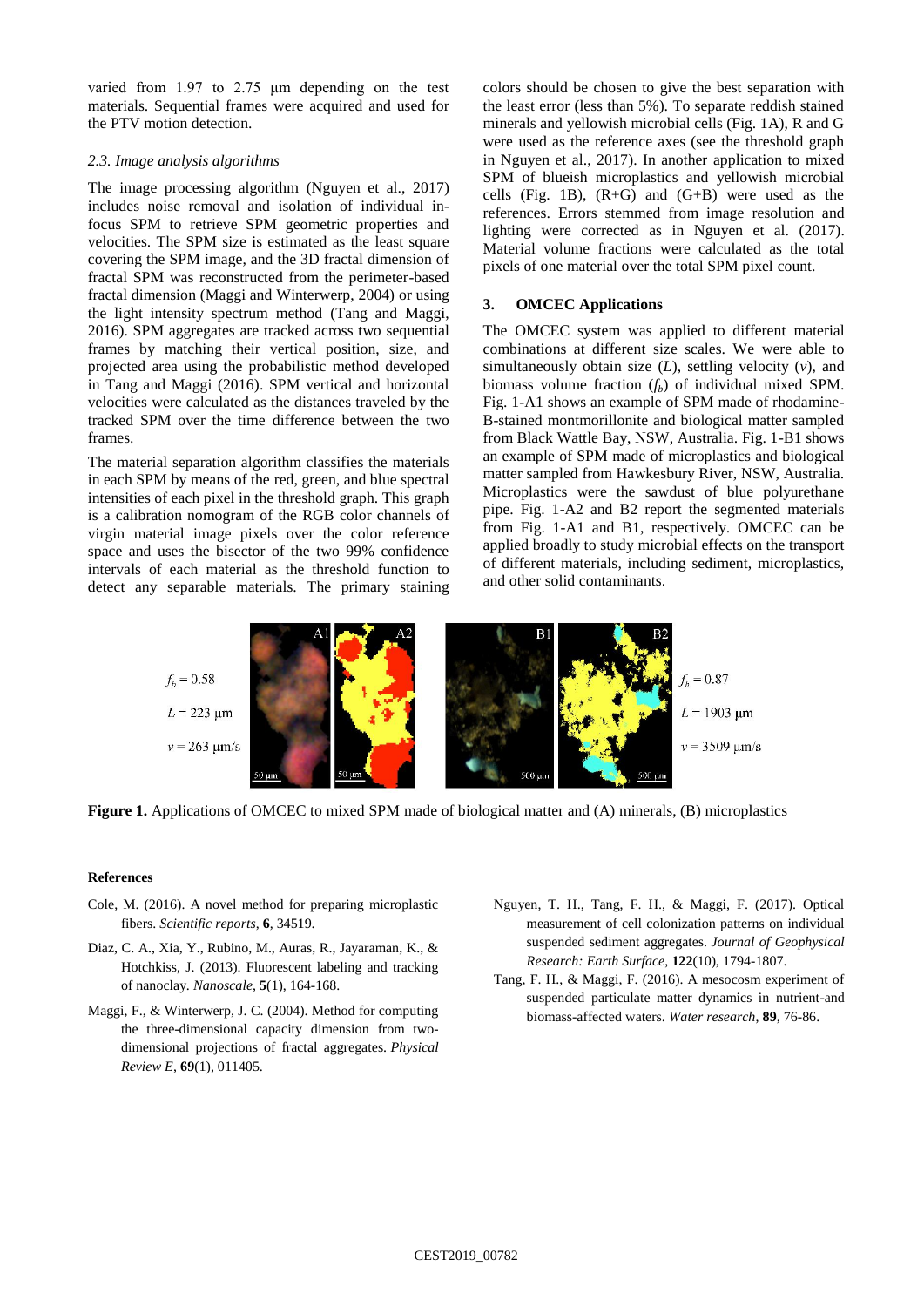varied from 1.97 to 2.75 μm depending on the test materials. Sequential frames were acquired and used for the PTV motion detection.

### *2.3. Image analysis algorithms*

The image processing algorithm (Nguyen et al., 2017) includes noise removal and isolation of individual in-focus SPM to retrieve SPM geometric properties and velocities. The SPM size is estimated as the least square covering the SPM image, and the 3D fractal dimension of fractal SPM was reconstructed from the perimeter-based fractal dimension (Maggi and Winterwerp, 2004) or using the light intensity spectrum method (Tang and Maggi, 2016). SPM aggregates are tracked across two sequential frames by matching their vertical position, size, and projected area using the probabilistic method developed in Tang and Maggi (2016). SPM vertical and horizontal velocities were calculated as the distances traveled by the tracked SPM over the time difference between the two frames.

The material separation algorithm classifies the materials in each SPM by means of the red, green, and blue spectral intensities of each pixel in the threshold graph. This graph is a calibration nomogram of the RGB color channels of virgin material image pixels over the color reference space and uses the bisector of the two 99% confidence intervals of each material as the threshold function to detect any separable materials. The primary staining colors should be chosen to give the best separation with the least error (less than 5%). To separate reddish stained minerals and yellowish microbial cells (Fig. 1A), R and G were used as the reference axes (see the threshold graph in Nguyen et al., 2017). In another application to mixed SPM of blueish microplastics and yellowish microbial cells (Fig. 1B), (R+G) and (G+B) were used as the references. Errors stemmed from image resolution and lighting were corrected as in Nguyen et al. (2017). Material volume fractions were calculated as the total pixels of one material over the total SPM pixel count.

## 3. OMCEC Applications

The OMCEC system was applied to different material combinations at different size scales. We were able to simultaneously obtain size ($L$), settling velocity ($v$), and biomass volume fraction ($f_b$) of individual mixed SPM. Fig. 1-A1 shows an example of SPM made of rhodamine-B-stained montmorillonite and biological matter sampled from Black Wattle Bay, NSW, Australia. Fig. 1-B1 shows an example of SPM made of microplastics and biological matter sampled from Hawkesbury River, NSW, Australia. Microplastics were the sawdust of blue polyurethane pipe. Fig. 1-A2 and B2 report the segmented materials from Fig. 1-A1 and B1, respectively. OMCEC can be applied broadly to study microbial effects on the transport of different materials, including sediment, microplastics, and other solid contaminants.

$f_b = 0.58$

$L = 223$ μm

$v = 263$ μm/s

A1

A2

50 μm

50 μm

B1

B2

500 μm

500 μm

$f_b = 0.87$

$L = 1903$ μm

$v = 3509$ μm/s

**Figure 1.** Applications of OMCEC to mixed SPM made of biological matter and (A) minerals, (B) microplastics

#### References

Cole, M. (2016). A novel method for preparing microplastic fibers. *Scientific reports*, **6**, 34519.

Diaz, C. A., Xia, Y., Rubino, M., Auras, R., Jayaraman, K., & Hotchkiss, J. (2013). Fluorescent labeling and tracking of nanoclay. *Nanoscale*, **5**(1), 164-168.

Maggi, F., & Winterwerp, J. C. (2004). Method for computing the three-dimensional capacity dimension from two-dimensional projections of fractal aggregates. *Physical Review E*, **69**(1), 011405.

Nguyen, T. H., Tang, F. H., & Maggi, F. (2017). Optical measurement of cell colonization patterns on individual suspended sediment aggregates. *Journal of Geophysical Research: Earth Surface*, **122**(10), 1794-1807.

Tang, F. H., & Maggi, F. (2016). A mesocosm experiment of suspended particulate matter dynamics in nutrient-and biomass-affected waters. *Water research*, **89**, 76-86.